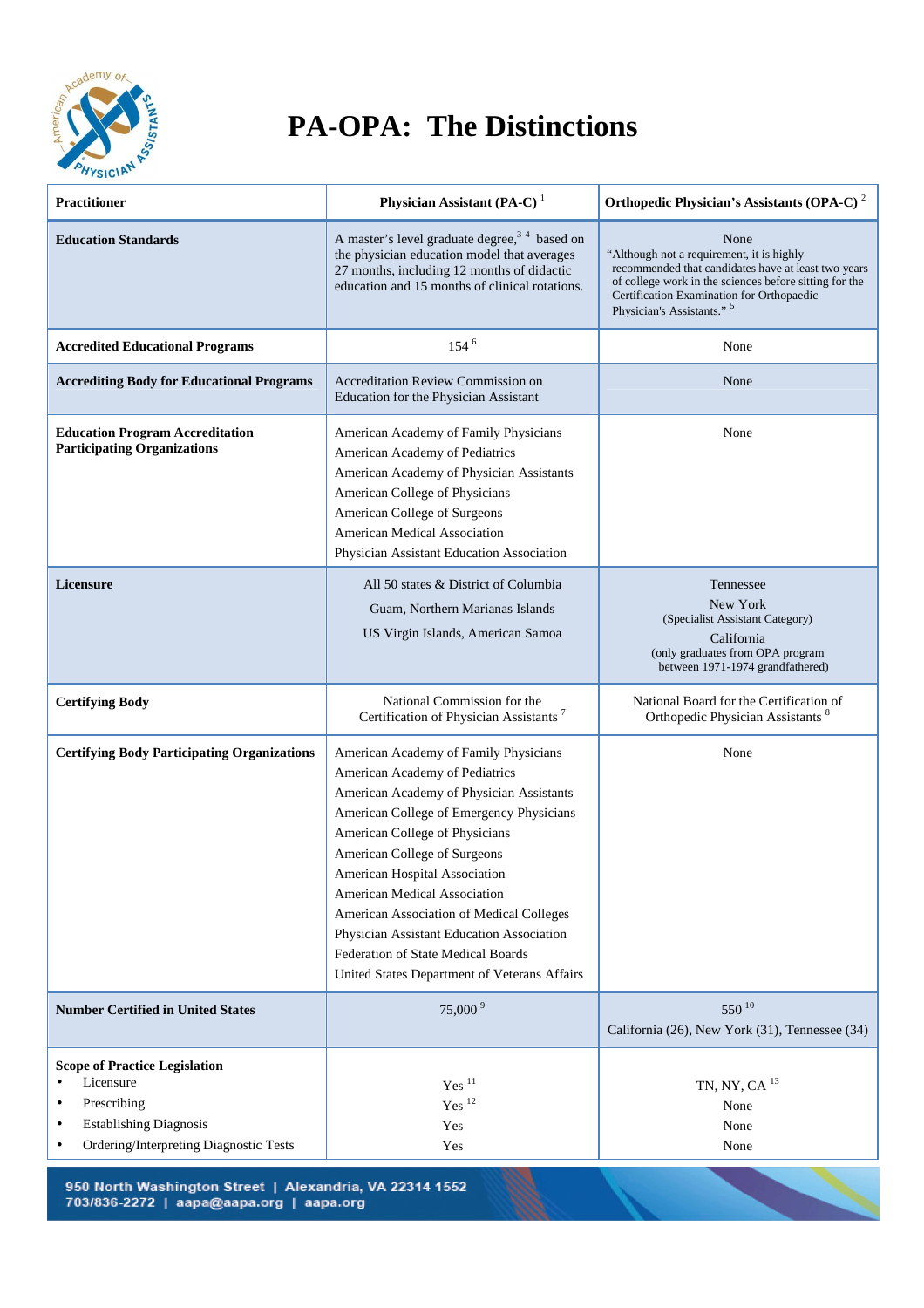# PA-OPA: The Distinctions

| Practitioner | Physician Assistant (PA-C) [1] | Orthopedic Physician's Assistants (OPA-C) [2] |
|---|---|---|
| **Education Standards** | A master's level graduate degree,[3 4] based on the physician education model that averages 27 months, including 12 months of didactic education and 15 months of clinical rotations. | None<br>"Although not a requirement, it is highly recommended that candidates have at least two years of college work in the sciences before sitting for the Certification Examination for Orthopaedic Physician's Assistants." [5] |
| **Accredited Educational Programs** | 154 [6] | None |
| **Accrediting Body for Educational Programs** | Accreditation Review Commission on Education for the Physician Assistant | None |
| **Education Program Accreditation Participating Organizations** | American Academy of Family Physicians<br>American Academy of Pediatrics<br>American Academy of Physician Assistants<br>American College of Physicians<br>American College of Surgeons<br>American Medical Association<br>Physician Assistant Education Association | None |
| **Licensure** | All 50 states & District of Columbia<br>Guam, Northern Marianas Islands<br>US Virgin Islands, American Samoa | Tennessee<br>New York<br>(Specialist Assistant Category)<br>California<br>(only graduates from OPA program between 1971-1974 grandfathered) |
| **Certifying Body** | National Commission for the Certification of Physician Assistants [7] | National Board for the Certification of Orthopedic Physician Assistants [8] |
| **Certifying Body Participating Organizations** | American Academy of Family Physicians<br>American Academy of Pediatrics<br>American Academy of Physician Assistants<br>American College of Emergency Physicians<br>American College of Physicians<br>American College of Surgeons<br>American Hospital Association<br>American Medical Association<br>American Association of Medical Colleges<br>Physician Assistant Education Association<br>Federation of State Medical Boards<br>United States Department of Veterans Affairs | None |
| **Number Certified in United States** | 75,000 [9] | 550 [10]<br>California (26), New York (31), Tennessee (34) |
| **Scope of Practice Legislation**<br>• Licensure<br>• Prescribing<br>• Establishing Diagnosis<br>• Ordering/Interpreting Diagnostic Tests | <br>Yes [11]<br>Yes [12]<br>Yes<br>Yes | <br>TN, NY, CA [13]<br>None<br>None<br>None |

950 North Washington Street | Alexandria, VA 22314 1552
703/836-2272 | aapa@aapa.org | aapa.org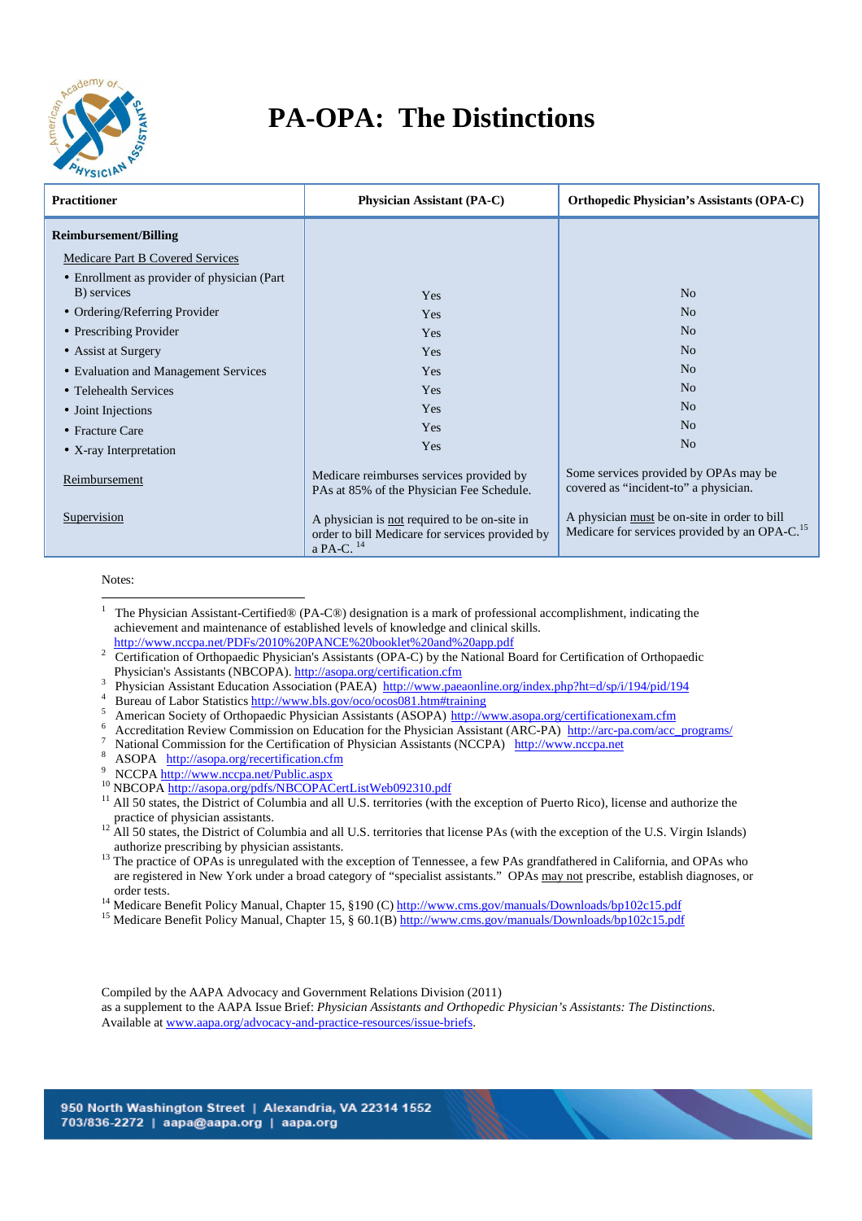# PA-OPA: The Distinctions

| Practitioner | Physician Assistant (PA-C) | Orthopedic Physician's Assistants (OPA-C) |
|---|---|---|
| **Reimbursement/Billing** | | |
| Medicare Part B Covered Services | | |
| • Enrollment as provider of physician (Part B) services | Yes | No |
| • Ordering/Referring Provider | Yes | No |
| • Prescribing Provider | Yes | No |
| • Assist at Surgery | Yes | No |
| • Evaluation and Management Services | Yes | No |
| • Telehealth Services | Yes | No |
| • Joint Injections | Yes | No |
| • Fracture Care | Yes | No |
| • X-ray Interpretation | Yes | No |
| Reimbursement | Medicare reimburses services provided by PAs at 85% of the Physician Fee Schedule. | Some services provided by OPAs may be covered as "incident-to" a physician. |
| Supervision | A physician is not required to be on-site in order to bill Medicare for services provided by a PA-C. [14] | A physician must be on-site in order to bill Medicare for services provided by an OPA-C.[15] |

Notes:

[1] The Physician Assistant-Certified® (PA-C®) designation is a mark of professional accomplishment, indicating the achievement and maintenance of established levels of knowledge and clinical skills. http://www.nccpa.net/PDFs/2010%20PANCE%20booklet%20and%20app.pdf

[2] Certification of Orthopaedic Physician's Assistants (OPA-C) by the National Board for Certification of Orthopaedic Physician's Assistants (NBCOPA). http://asopa.org/certification.cfm

[3] Physician Assistant Education Association (PAEA) http://www.paeaonline.org/index.php?ht=d/sp/i/194/pid/194

[4] Bureau of Labor Statistics http://www.bls.gov/oco/ocos081.htm#training

[5] American Society of Orthopaedic Physician Assistants (ASOPA) http://www.asopa.org/certificationexam.cfm

[6] Accreditation Review Commission on Education for the Physician Assistant (ARC-PA) http://arc-pa.com/acc_programs/

[7] National Commission for the Certification of Physician Assistants (NCCPA) http://www.nccpa.net

[8] ASOPA http://asopa.org/recertification.cfm

[9] NCCPA http://www.nccpa.net/Public.aspx

[10] NBCOPA http://asopa.org/pdfs/NBCOPACertListWeb092310.pdf

[11] All 50 states, the District of Columbia and all U.S. territories (with the exception of Puerto Rico), license and authorize the practice of physician assistants.

[12] All 50 states, the District of Columbia and all U.S. territories that license PAs (with the exception of the U.S. Virgin Islands) authorize prescribing by physician assistants.

[13] The practice of OPAs is unregulated with the exception of Tennessee, a few PAs grandfathered in California, and OPAs who are registered in New York under a broad category of "specialist assistants." OPAs may not prescribe, establish diagnoses, or order tests.

[14] Medicare Benefit Policy Manual, Chapter 15, §190 (C) http://www.cms.gov/manuals/Downloads/bp102c15.pdf

[15] Medicare Benefit Policy Manual, Chapter 15, § 60.1(B) http://www.cms.gov/manuals/Downloads/bp102c15.pdf

Compiled by the AAPA Advocacy and Government Relations Division (2011)
as a supplement to the AAPA Issue Brief: *Physician Assistants and Orthopedic Physician's Assistants: The Distinctions*.
Available at www.aapa.org/advocacy-and-practice-resources/issue-briefs.

950 North Washington Street | Alexandria, VA 22314 1552
703/836-2272 | aapa@aapa.org | aapa.org